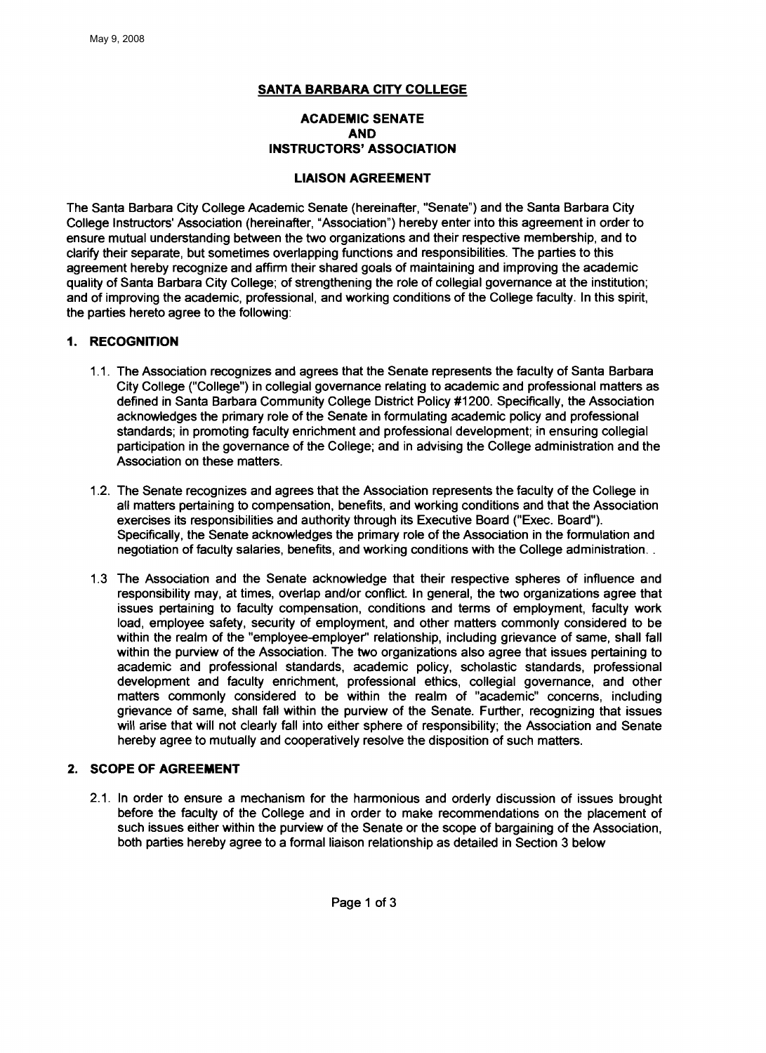May 9, 2008

# SANTA BARBARA CITY COLLEGE

## ACADEMIC SENATE AND INSTRUCTORS' ASSOCIATION

## LIAISON AGREEMENT

The Santa Barbara City College Academic Senate (hereinafter, "Senate") and the Santa Barbara City College Instructors' Association (hereinafter, "Association") hereby enter into this agreement in order to ensure mutual understanding between the two organizations and their respective membership, and to clarify their separate, but sometimes overlapping functions and responsibilities. The parties to this agreement hereby recognize and affirm their shared goals of maintaining and improving the academic quality of Santa Barbara City College; of strengthening the role of collegial governance at the institution; and of improving the academic, professional, and working conditions of the College faculty. In this spirit, the parties hereto agree to the following:

### 1. RECOGNITION

1.1. The Association recognizes and agrees that the Senate represents the faculty of Santa Barbara City College ("College") in collegial governance relating to academic and professional matters as defined in Santa Barbara Community College District Policy #1200. Specifically, the Association acknowledges the primary role of the Senate in formulating academic policy and professional standards; in promoting faculty enrichment and professional development; in ensuring collegial participation in the governance of the College; and in advising the College administration and the Association on these matters.

1.2. The Senate recognizes and agrees that the Association represents the faculty of the College in all matters pertaining to compensation, benefits, and working conditions and that the Association exercises its responsibilities and authority through its Executive Board ("Exec. Board"). Specifically, the Senate acknowledges the primary role of the Association in the formulation and negotiation of faculty salaries, benefits, and working conditions with the College administration. .

1.3 The Association and the Senate acknowledge that their respective spheres of influence and responsibility may, at times, overlap and/or conflict. In general, the two organizations agree that issues pertaining to faculty compensation, conditions and terms of employment, faculty work load, employee safety, security of employment, and other matters commonly considered to be within the realm of the "employee-employer" relationship, including grievance of same, shall fall within the purview of the Association. The two organizations also agree that issues pertaining to academic and professional standards, academic policy, scholastic standards, professional development and faculty enrichment, professional ethics, collegial governance, and other matters commonly considered to be within the realm of "academic" concerns, including grievance of same, shall fall within the purview of the Senate. Further, recognizing that issues will arise that will not clearly fall into either sphere of responsibility; the Association and Senate hereby agree to mutually and cooperatively resolve the disposition of such matters.

### 2. SCOPE OF AGREEMENT

2.1. In order to ensure a mechanism for the harmonious and orderly discussion of issues brought before the faculty of the College and in order to make recommendations on the placement of such issues either within the purview of the Senate or the scope of bargaining of the Association, both parties hereby agree to a formal liaison relationship as detailed in Section 3 below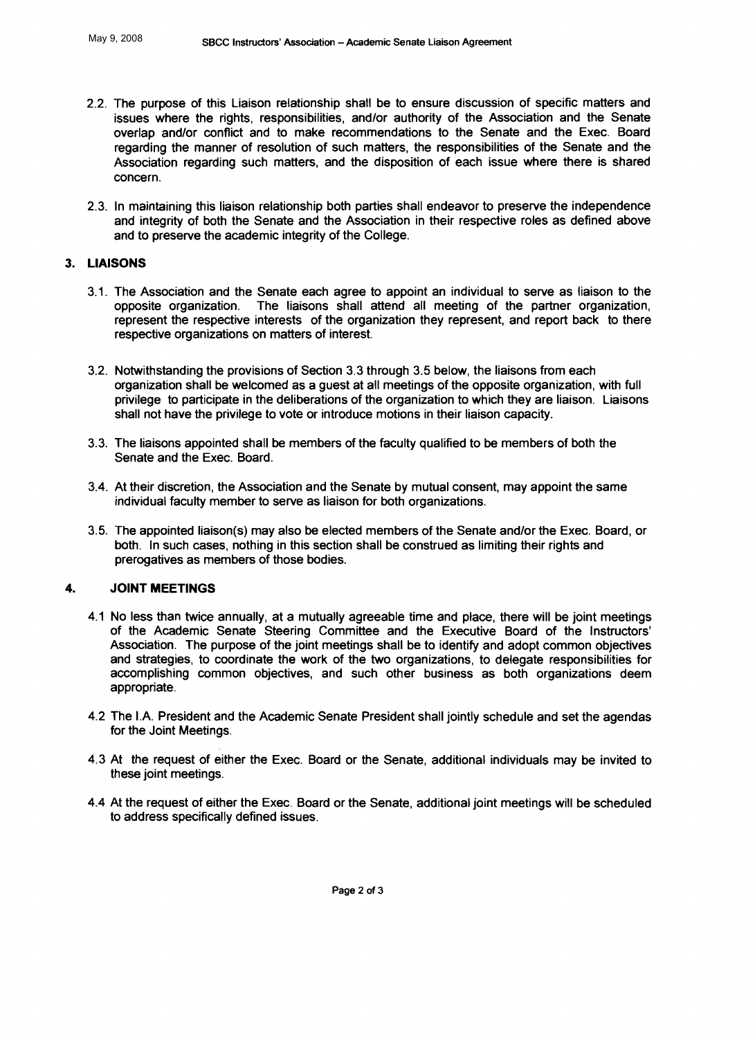2.2. The purpose of this Liaison relationship shall be to ensure discussion of specific matters and issues where the rights, responsibilities, and/or authority of the Association and the Senate overlap and/or conflict and to make recommendations to the Senate and the Exec. Board regarding the manner of resolution of such matters, the responsibilities of the Senate and the Association regarding such matters, and the disposition of each issue where there is shared concern.

2.3. In maintaining this liaison relationship both parties shall endeavor to preserve the independence and integrity of both the Senate and the Association in their respective roles as defined above and to preserve the academic integrity of the College.

## 3. LIAISONS

3.1. The Association and the Senate each agree to appoint an individual to serve as liaison to the opposite organization. The liaisons shall attend all meeting of the partner organization, represent the respective interests of the organization they represent, and report back to there respective organizations on matters of interest.

3.2. Notwithstanding the provisions of Section 3.3 through 3.5 below, the liaisons from each organization shall be welcomed as a guest at all meetings of the opposite organization, with full privilege to participate in the deliberations of the organization to which they are liaison. Liaisons shall not have the privilege to vote or introduce motions in their liaison capacity.

3.3. The liaisons appointed shall be members of the faculty qualified to be members of both the Senate and the Exec. Board.

3.4. At their discretion, the Association and the Senate by mutual consent, may appoint the same individual faculty member to serve as liaison for both organizations.

3.5. The appointed liaison(s) may also be elected members of the Senate and/or the Exec. Board, or both. In such cases, nothing in this section shall be construed as limiting their rights and prerogatives as members of those bodies.

## 4. JOINT MEETINGS

4.1 No less than twice annually, at a mutually agreeable time and place, there will be joint meetings of the Academic Senate Steering Committee and the Executive Board of the Instructors' Association. The purpose of the joint meetings shall be to identify and adopt common objectives and strategies, to coordinate the work of the two organizations, to delegate responsibilities for accomplishing common objectives, and such other business as both organizations deem appropriate.

4.2 The I.A. President and the Academic Senate President shall jointly schedule and set the agendas for the Joint Meetings.

4.3 At the request of either the Exec. Board or the Senate, additional individuals may be invited to these joint meetings.

4.4 At the request of either the Exec. Board or the Senate, additional joint meetings will be scheduled to address specifically defined issues.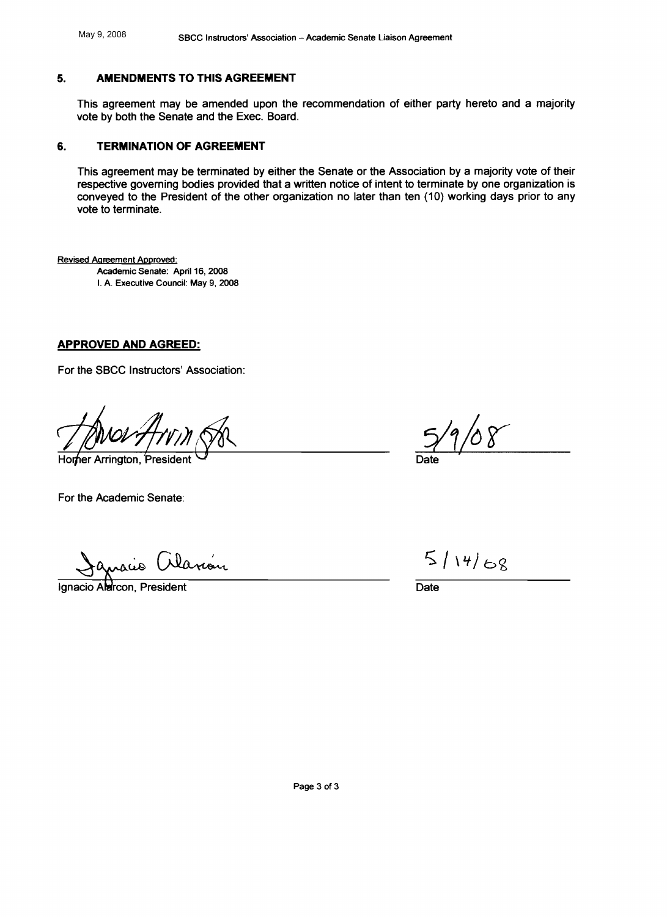## 5. AMENDMENTS TO THIS AGREEMENT

This agreement may be amended upon the recommendation of either party hereto and a majority vote by both the Senate and the Exec. Board.

## 6. TERMINATION OF AGREEMENT

This agreement may be terminated by either the Senate or the Association by a majority vote of their respective governing bodies provided that a written notice of intent to terminate by one organization is conveyed to the President of the other organization no later than ten (10) working days prior to any vote to terminate.

Revised Agreement Approved:

Academic Senate: April 16, 2008
I. A. Executive Council: May 9, 2008

**APPROVED AND AGREED:**

For the SBCC Instructors' Association:

Homer Arrington, President — Date: 5/9/08

For the Academic Senate:

Ignacio Alarcon, President — Date: 5/14/08